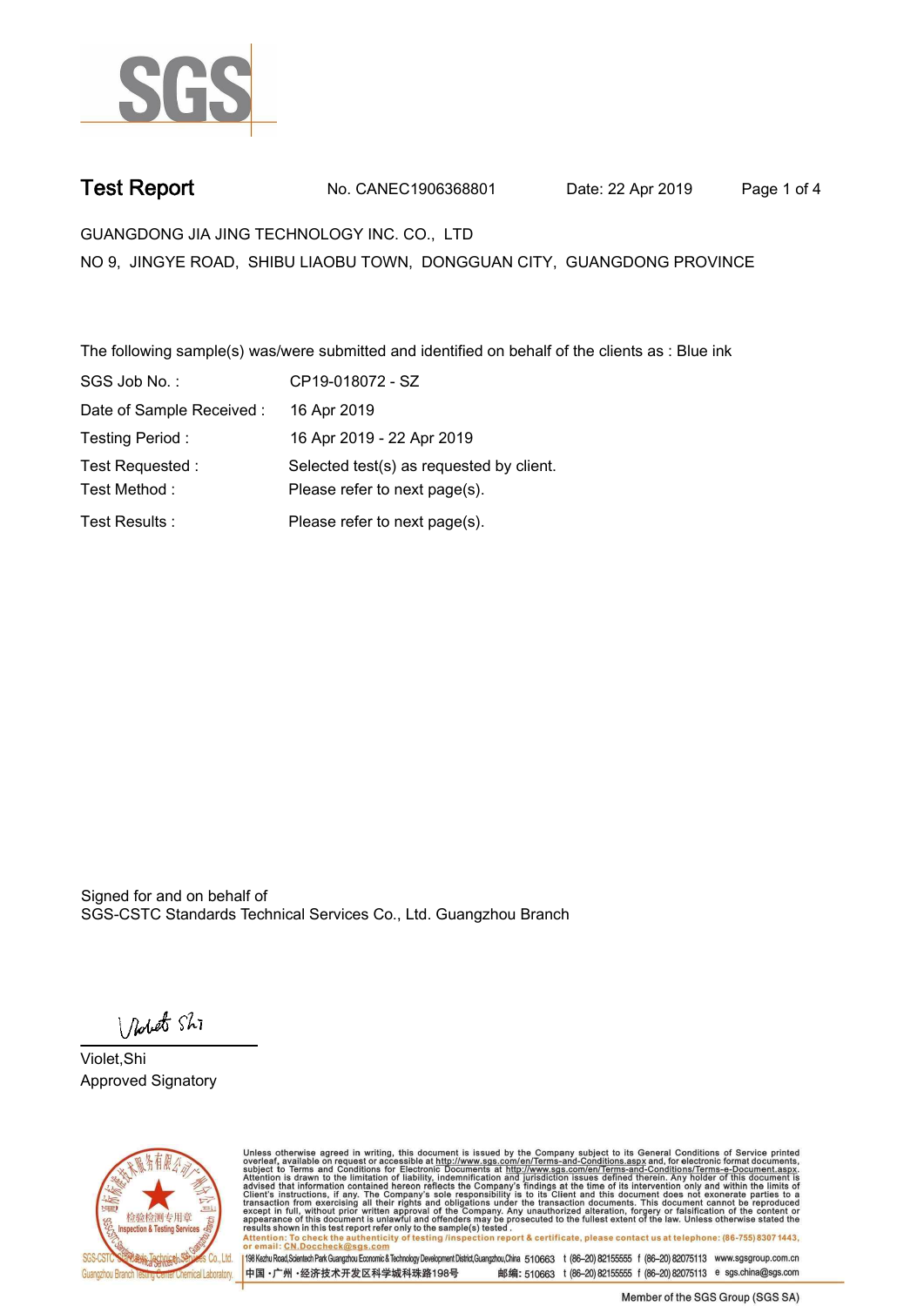# Test Report

No. CANEC1906368801    Date: 22 Apr 2019

GUANGDONG JIA JING TECHNOLOGY INC. CO., LTD
NO 9, JINGYE ROAD, SHIBU LIAOBU TOWN, DONGGUAN CITY, GUANGDONG PROVINCE

The following sample(s) was/were submitted and identified on behalf of the clients as : Blue ink

| | |
|---|---|
| SGS Job No. : | CP19-018072 - SZ |
| Date of Sample Received : | 16 Apr 2019 |
| Testing Period : | 16 Apr 2019 - 22 Apr 2019 |
| Test Requested : | Selected test(s) as requested by client. |
| Test Method : | Please refer to next page(s). |
| Test Results : | Please refer to next page(s). |

Signed for and on behalf of
SGS-CSTC Standards Technical Services Co., Ltd. Guangzhou Branch

Violet,Shi
Approved Signatory

Unless otherwise agreed in writing, this document is issued by the Company subject to its General Conditions of Service printed overleaf, available on request or accessible at http://www.sgs.com/en/Terms-and-Conditions.aspx and, for electronic format documents, subject to Terms and Conditions for Electronic Documents at http://www.sgs.com/en/Terms-and-Conditions/Terms-e-Document.aspx. Attention is drawn to the limitation of liability, indemnification and jurisdiction issues defined therein. Any holder of this document is advised that information contained hereon reflects the Company's findings at the time of its intervention only and within the limits of Client's instructions, if any. The Company's sole responsibility is to its Client and this document does not exonerate parties to a transaction from exercising all their rights and obligations under the transaction documents. This document cannot be reproduced except in full, without prior written approval of the Company. Any unauthorized alteration, forgery or falsification of the content or appearance of this document is unlawful and offenders may be prosecuted to the fullest extent of the law. Unless otherwise stated the results shown in this test report refer only to the sample(s) tested .
Attention: To check the authenticity of testing /inspection report & certificate, please contact us at telephone: (86-755) 8307 1443, or email: CN.Doccheck@sgs.com

198 Kezhu Road,Scientech Park Guangzhou Economic & Technology Development District,Guangzhou,China 510663 t (86–20) 82155555 f (86–20) 82075113 www.sgsgroup.com.cn
中国 •广州 •经济技术开发区科学城科珠路198号 邮编: 510663 t (86–20) 82155555 f (86–20) 82075113 e sgs.china@sgs.com

Member of the SGS Group (SGS SA)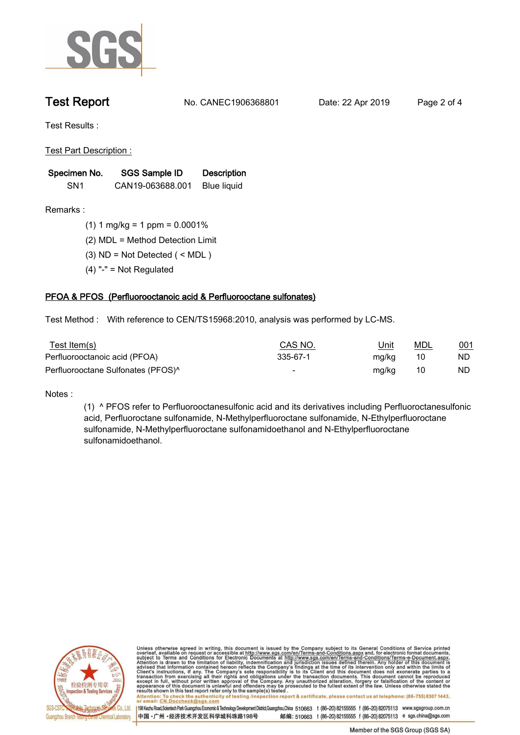# Test Report

No. CANEC1906368801　　Date: 22 Apr 2019

Test Results :

Test Part Description :

| Specimen No. | SGS Sample ID | Description |
|---|---|---|
| SN1 | CAN19-063688.001 | Blue liquid |

Remarks :

(1) 1 mg/kg = 1 ppm = 0.0001%

(2) MDL = Method Detection Limit

(3) ND = Not Detected ( < MDL )

(4) "-" = Not Regulated

## PFOA & PFOS (Perfluorooctanoic acid & Perfluorooctane sulfonates)

Test Method : With reference to CEN/TS15968:2010, analysis was performed by LC-MS.

| Test Item(s) | CAS NO. | Unit | MDL | 001 |
|---|---|---|---|---|
| Perfluorooctanoic acid (PFOA) | 335-67-1 | mg/kg | 10 | ND |
| Perfluorooctane Sulfonates (PFOS)^ | - | mg/kg | 10 | ND |

Notes :

(1) ^ PFOS refer to Perfluorooctanesulfonic acid and its derivatives including Perfluoroctanesulfonic acid, Perfluoroctane sulfonamide, N-Methylperfluoroctane sulfonamide, N-Ethylperfluoroctane sulfonamide, N-Methylperfluoroctane sulfonamidoethanol and N-Ethylperfluoroctane sulfonamidoethanol.

Unless otherwise agreed in writing, this document is issued by the Company subject to its General Conditions of Service printed overleaf, available on request or accessible at http://www.sgs.com/en/Terms-and-Conditions.aspx and, for electronic format documents, subject to Terms and Conditions for Electronic Documents at http://www.sgs.com/en/Terms-and-Conditions/Terms-e-Document.aspx. Attention is drawn to the limitation of liability, indemnification and jurisdiction issues defined therein. Any holder of this document is advised that information contained hereon reflects the Company's findings at the time of its intervention only and within the limits of Client's instructions, if any. The Company's sole responsibility is to its Client and this document does not exonerate parties to a transaction from exercising all their rights and obligations under the transaction documents. This document cannot be reproduced except in full, without prior written approval of the Company. Any unauthorized alteration, forgery or falsification of the content or appearance of this document is unlawful and offenders may be prosecuted to the fullest extent of the law. Unless otherwise stated the results shown in this test report refer only to the sample(s) tested.

Attention: To check the authenticity of testing /inspection report & certificate, please contact us at telephone: (86-755) 8307 1443, or email: CN.Doccheck@sgs.com

198 Kezhu Road,Scientech Park Guangzhou Economic & Technology Development District,Guangzhou,China 510663 t (86-20) 82155555 f (86-20) 82075113 www.sgsgroup.com.cn

中国・广州・经济技术开发区科学城科珠路198号 邮编: 510663 t (86-20) 82155555 f (86-20) 82075113 e sgs.china@sgs.com

Member of the SGS Group (SGS SA)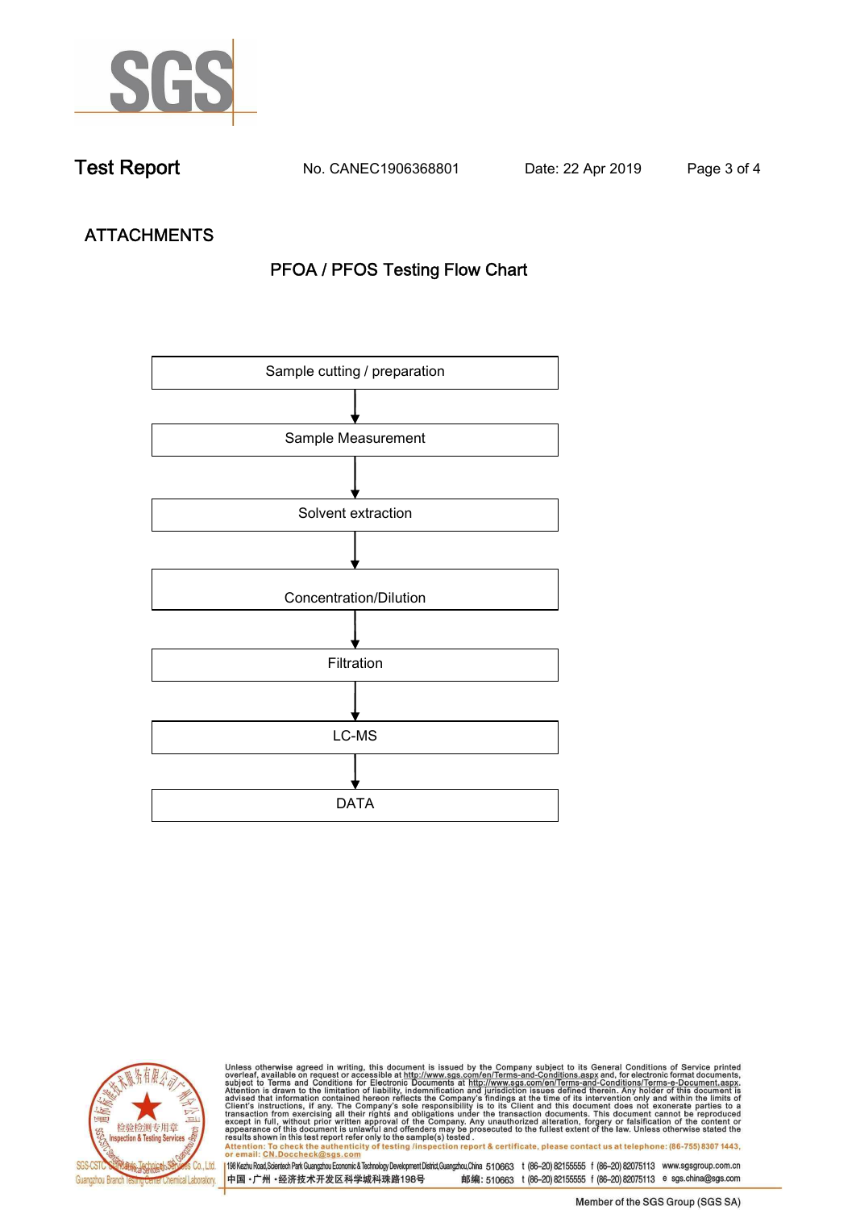# Test Report

No. CANEC1906368801 Date: 22 Apr 2019

## ATTACHMENTS

### PFOA / PFOS Testing Flow Chart

Sample cutting / preparation

↓

Sample Measurement

↓

Solvent extraction

↓

Concentration/Dilution

↓

Filtration

↓

LC-MS

↓

DATA

Unless otherwise agreed in writing, this document is issued by the Company subject to its General Conditions of Service printed overleaf, available on request or accessible at http://www.sgs.com/en/Terms-and-Conditions.aspx and, for electronic format documents, subject to Terms and Conditions for Electronic Documents at http://www.sgs.com/en/Terms-and-Conditions/Terms-e-Document.aspx. Attention is drawn to the limitation of liability, indemnification and jurisdiction issues defined therein. Any holder of this document is advised that information contained hereon reflects the Company's findings at the time of its intervention only and within the limits of Client's instructions, if any. The Company's sole responsibility is to its Client and this document does not exonerate parties to a transaction from exercising all their rights and obligations under the transaction documents. This document cannot be reproduced except in full, without prior written approval of the Company. Any unauthorized alteration, forgery or falsification of the content or appearance of this document is unlawful and offenders may be prosecuted to the fullest extent of the law. Unless otherwise stated the results shown in this test report refer only to the sample(s) tested.

Attention: To check the authenticity of testing /inspection report & certificate, please contact us at telephone: (86-755) 8307 1443, or email: CN.Doccheck@sgs.com

SGS-CSTC Standards Technical Services Co., Ltd. Guangzhou Branch Testing Center Chemical Laboratory.

198 Kezhu Road,Scientech Park Guangzhou Economic & Technology Development District,Guangzhou,China 510663 t (86–20) 82155555 f (86–20) 82075113 www.sgsgroup.com.cn

中国・广州・经济技术开发区科学城科珠路198号 邮编: 510663 t (86–20) 82155555 f (86–20) 82075113 e sgs.china@sgs.com

Member of the SGS Group (SGS SA)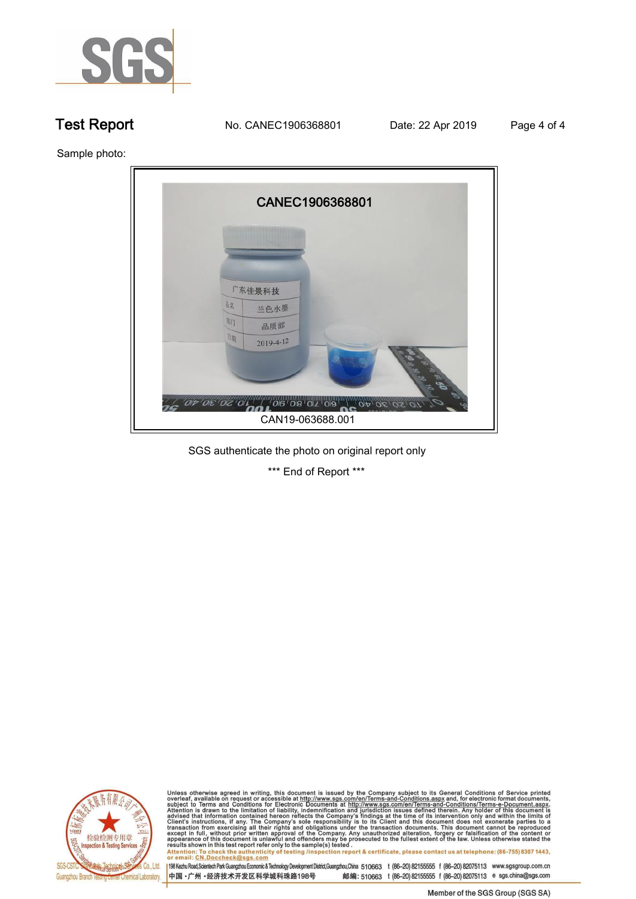# Test Report

No. CANEC1906368801 Date: 22 Apr 2019

Sample photo:

CAN19-063688.001

SGS authenticate the photo on original report only

\*\*\* End of Report \*\*\*

Unless otherwise agreed in writing, this document is issued by the Company subject to its General Conditions of Service printed overleaf, available on request or accessible at http://www.sgs.com/en/Terms-and-Conditions.aspx and, for electronic format documents, subject to Terms and Conditions for Electronic Documents at http://www.sgs.com/en/Terms-and-Conditions/Terms-e-Document.aspx. Attention is drawn to the limitation of liability, indemnification and jurisdiction issues defined therein. Any holder of this document is advised that information contained hereon reflects the Company's findings at the time of its intervention only and within the limits of Client's instructions, if any. The Company's sole responsibility is to its Client and this document does not exonerate parties to a transaction from exercising all their rights and obligations under the transaction documents. This document cannot be reproduced except in full, without prior written approval of the Company. Any unauthorized alteration, forgery or falsification of the content or appearance of this document is unlawful and offenders may be prosecuted to the fullest extent of the law. Unless otherwise stated the results shown in this test report refer only to the sample(s) tested.

Attention: To check the authenticity of testing /inspection report & certificate, please contact us at telephone: (86-755) 8307 1443, or email: CN.Doccheck@sgs.com

198 Kezhu Road,Scientech Park Guangzhou Economic & Technology Development District,Guangzhou,China 510663 t (86–20) 82155555 f (86–20) 82075113 www.sgsgroup.com.cn

中国・广州・经济技术开发区科学城科珠路198号 邮编: 510663 t (86–20) 82155555 f (86–20) 82075113 e sgs.china@sgs.com

Member of the SGS Group (SGS SA)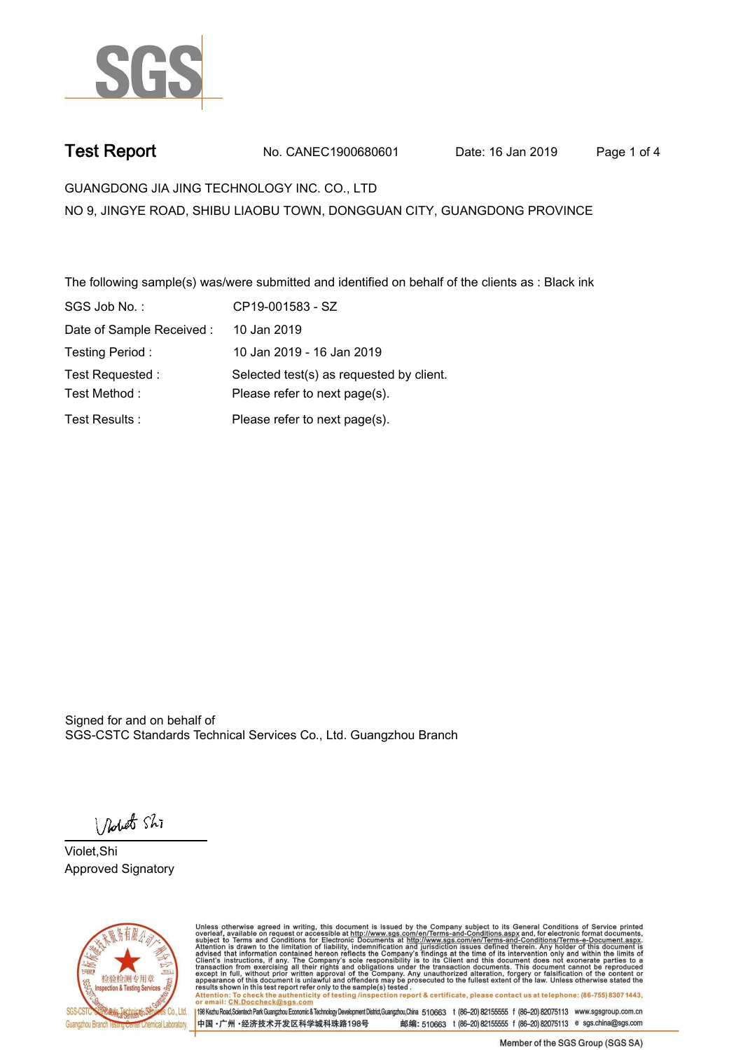# Test Report

No. CANEC1900680601 Date: 16 Jan 2019

GUANGDONG JIA JING TECHNOLOGY INC. CO., LTD

NO 9, JINGYE ROAD, SHIBU LIAOBU TOWN, DONGGUAN CITY, GUANGDONG PROVINCE

The following sample(s) was/were submitted and identified on behalf of the clients as : Black ink

| | |
|---|---|
| SGS Job No. : | CP19-001583 - SZ |
| Date of Sample Received : | 10 Jan 2019 |
| Testing Period : | 10 Jan 2019 - 16 Jan 2019 |
| Test Requested : | Selected test(s) as requested by client. |
| Test Method : | Please refer to next page(s). |
| Test Results : | Please refer to next page(s). |

Signed for and on behalf of
SGS-CSTC Standards Technical Services Co., Ltd. Guangzhou Branch

Violet,Shi
Approved Signatory

Unless otherwise agreed in writing, this document is issued by the Company subject to its General Conditions of Service printed overleaf, available on request or accessible at http://www.sgs.com/en/Terms-and-Conditions.aspx and, for electronic format documents, subject to Terms and Conditions for Electronic Documents at http://www.sgs.com/en/Terms-and-Conditions/Terms-e-Document.aspx. Attention is drawn to the limitation of liability, indemnification and jurisdiction issues defined therein. Any holder of this document is advised that information contained hereon reflects the Company's findings at the time of its intervention only and within the limits of Client's instructions, if any. The Company's sole responsibility is to its Client and this document does not exonerate parties to a transaction from exercising all their rights and obligations under the transaction documents. This document cannot be reproduced except in full, without prior written approval of the Company. Any unauthorized alteration, forgery or falsification of the content or appearance of this document is unlawful and offenders may be prosecuted to the fullest extent of the law. Unless otherwise stated the results shown in this test report refer only to the sample(s) tested .

Attention: To check the authenticity of testing /inspection report & certificate, please contact us at telephone: (86-755) 8307 1443, or email: CN.Doccheck@sgs.com

SGS-CSTC Standards Technical Services Co., Ltd. Guangzhou Branch Testing Center Chemical Laboratory.

198 Kezhu Road,Scientech Park Guangzhou Economic & Technology Development District,Guangzhou,China 510663 t (86-20) 82155555 f (86-20) 82075113 www.sgsgroup.com.cn

中国・广州・经济技术开发区科学城科珠路198号 邮编: 510663 t (86-20) 82155555 f (86-20) 82075113 e sgs.china@sgs.com

Member of the SGS Group (SGS SA)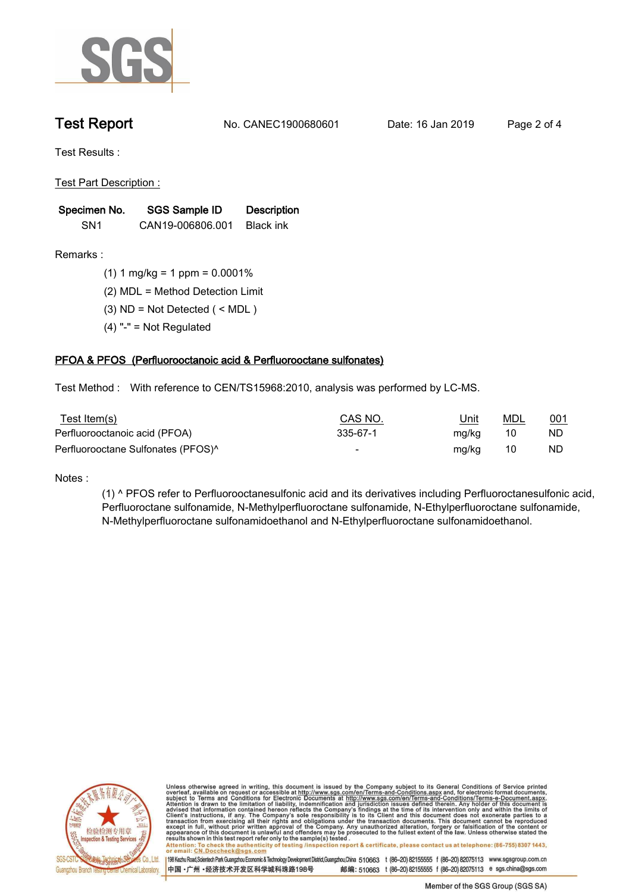# Test Report

No. CANEC1900680601 Date: 16 Jan 2019

Test Results :

Test Part Description :

| Specimen No. | SGS Sample ID | Description |
| --- | --- | --- |
| SN1 | CAN19-006806.001 | Black ink |

Remarks :

(1) 1 mg/kg = 1 ppm = 0.0001%

(2) MDL = Method Detection Limit

(3) ND = Not Detected ( < MDL )

(4) "-" = Not Regulated

## PFOA & PFOS (Perfluorooctanoic acid & Perfluorooctane sulfonates)

Test Method : With reference to CEN/TS15968:2010, analysis was performed by LC-MS.

| Test Item(s) | CAS NO. | Unit | MDL | 001 |
| --- | --- | --- | --- | --- |
| Perfluorooctanoic acid (PFOA) | 335-67-1 | mg/kg | 10 | ND |
| Perfluorooctane Sulfonates (PFOS)^ | - | mg/kg | 10 | ND |

Notes :

(1) ^ PFOS refer to Perfluorooctanesulfonic acid and its derivatives including Perfluorooctanesulfonic acid, Perfluorooctane sulfonamide, N-Methylperfluoroctane sulfonamide, N-Ethylperfluoroctane sulfonamide, N-Methylperfluoroctane sulfonamidoethanol and N-Ethylperfluoroctane sulfonamidoethanol.

Unless otherwise agreed in writing, this document is issued by the Company subject to its General Conditions of Service printed overleaf, available on request or accessible at http://www.sgs.com/en/Terms-and-Conditions.aspx and, for electronic format documents, subject to Terms and Conditions for Electronic Documents at http://www.sgs.com/en/Terms-and-Conditions/Terms-e-Document.aspx. Attention is drawn to the limitation of liability, indemnification and jurisdiction issues defined therein. Any holder of this document is advised that information contained hereon reflects the Company's findings at the time of its intervention only and within the limits of Client's instructions, if any. The Company's sole responsibility is to its Client and this document does not exonerate parties to a transaction from exercising all their rights and obligations under the transaction documents. This document cannot be reproduced except in full, without prior written approval of the Company. Any unauthorized alteration, forgery or falsification of the content or appearance of this document is unlawful and offenders may be prosecuted to the fullest extent of the law. Unless otherwise stated the results shown in this test report refer only to the sample(s) tested.

Attention: To check the authenticity of testing /inspection report & certificate, please contact us at telephone: (86-755) 8307 1443, or email: CN.Doccheck@sgs.com

SGS-CSTC Standards Technical Services Co., Ltd. Guangzhou Branch Testing Center Chemical Laboratory

198 Kezhu Road,Scientech Park Guangzhou Economic & Technology Development District,Guangzhou,China 510663 t (86-20) 82155555 f (86-20) 82075113 www.sgsgroup.com.cn

中国・广州・经济技术开发区科学城科珠路198号 邮编: 510663 t (86-20) 82155555 f (86-20) 82075113 e sgs.china@sgs.com

Member of the SGS Group (SGS SA)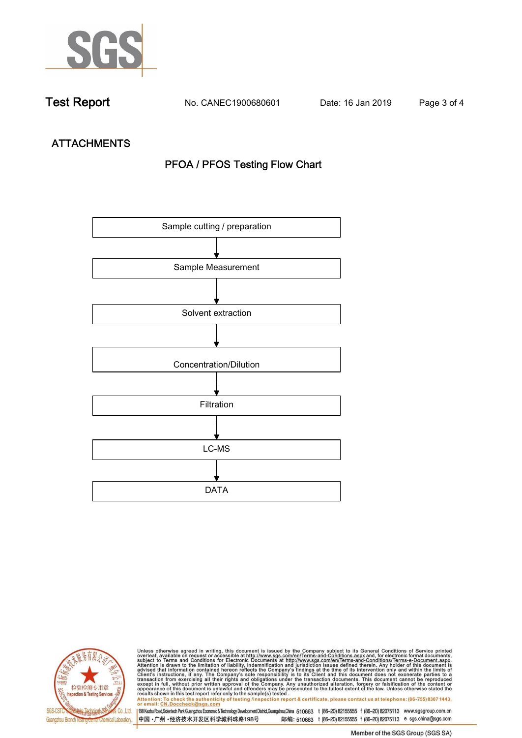# Test Report

No. CANEC1900680601 Date: 16 Jan 2019

## ATTACHMENTS

### PFOA / PFOS Testing Flow Chart

Sample cutting / preparation

↓

Sample Measurement

↓

Solvent extraction

↓

Concentration/Dilution

↓

Filtration

↓

LC-MS

↓

DATA

Unless otherwise agreed in writing, this document is issued by the Company subject to its General Conditions of Service printed overleaf, available on request or accessible at http://www.sgs.com/en/Terms-and-Conditions.aspx and, for electronic format documents, subject to Terms and Conditions for Electronic Documents at http://www.sgs.com/en/Terms-and-Conditions/Terms-e-Document.aspx. Attention is drawn to the limitation of liability, indemnification and jurisdiction issues defined therein. Any holder of this document is advised that information contained hereon reflects the Company's findings at the time of its intervention only and within the limits of Client's instructions, if any. The Company's sole responsibility is to its Client and this document does not exonerate parties to a transaction from exercising all their rights and obligations under the transaction documents. This document cannot be reproduced except in full, without prior written approval of the Company. Any unauthorized alteration, forgery or falsification of the content or appearance of this document is unlawful and offenders may be prosecuted to the fullest extent of the law. Unless otherwise stated the results shown in this test report refer only to the sample(s) tested .

Attention: To check the authenticity of testing /inspection report & certificate, please contact us at telephone: (86-755) 8307 1443, or email: CN.Doccheck@sgs.com

SGS-CSTC Standards Technical Services Co., Ltd. Guangzhou Branch Testing Center Chemical Laboratory.

198 Kezhu Road,Scientech Park Guangzhou Economic & Technology Development District,Guangzhou,China 510663 t (86-20) 82155555 f (86-20) 82075113 www.sgsgroup.com.cn

中国 • 广州 • 经济技术开发区科学城科珠路198号 邮编: 510663 t (86-20) 82155555 f (86-20) 82075113 e sgs.china@sgs.com

Member of the SGS Group (SGS SA)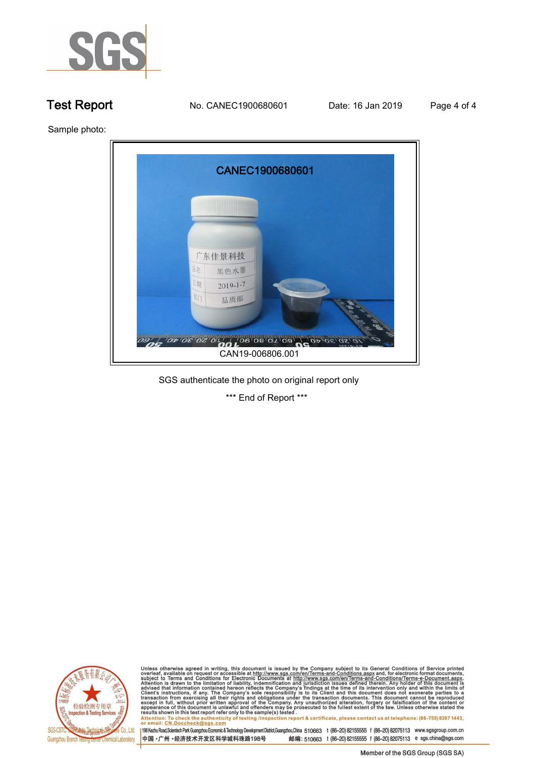Sample photo:

CAN19-006806.001

SGS authenticate the photo on original report only

*** End of Report ***